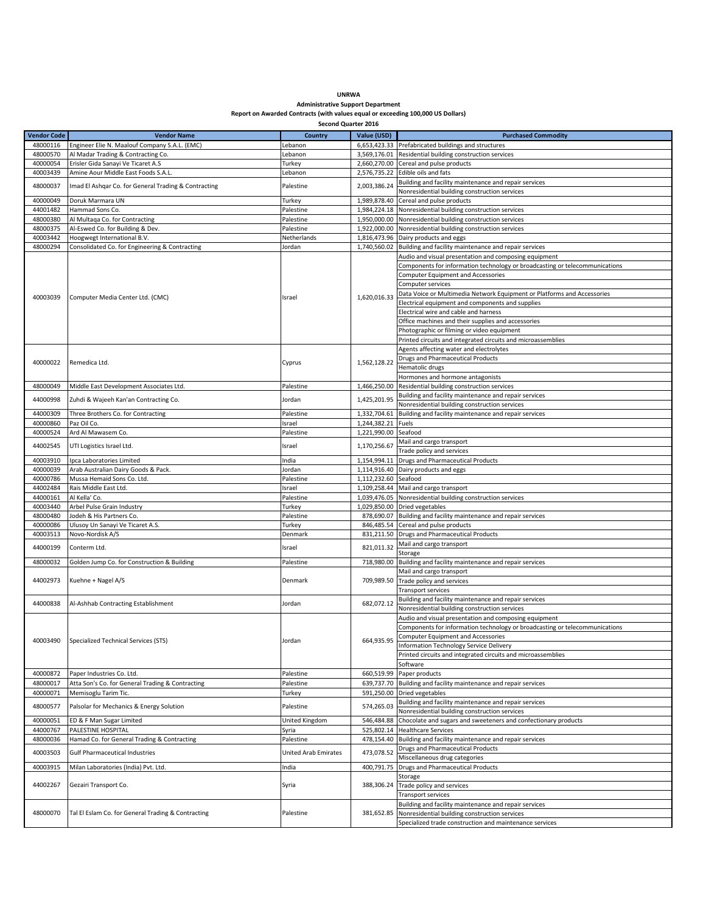**UNRWA**

**Administrative Support Department**

**Report on Awarded Contracts (with values equal or exceeding 100,000 US Dollars)**

**Second Quarter 2016**

| Vendor Code | Vendor Name | Country | Value (USD) | Purchased Commodity |
|---|---|---|---|---|
| 48000116 | Engineer Elie N. Maalouf Company S.A.L. (EMC) | Lebanon | 6,653,423.33 | Prefabricated buildings and structures |
| 48000570 | Al Madar Trading & Contracting Co. | Lebanon | 3,569,176.01 | Residential building construction services |
| 40000054 | Erisler Gida Sanayi Ve Ticaret A.S | Turkey | 2,660,270.00 | Cereal and pulse products |
| 40003439 | Amine Aour Middle East Foods S.A.L. | Lebanon | 2,576,735.22 | Edible oils and fats |
| 48000037 | Imad El Ashqar Co. for General Trading & Contracting | Palestine | 2,003,386.24 | Building and facility maintenance and repair services |
| | | | | Nonresidential building construction services |
| 40000049 | Doruk Marmara UN | Turkey | 1,989,878.40 | Cereal and pulse products |
| 44001482 | Hammad Sons Co. | Palestine | 1,984,224.18 | Nonresidential building construction services |
| 48000380 | Al Multaqa Co. for Contracting | Palestine | 1,950,000.00 | Nonresidential building construction services |
| 48000375 | Al-Eswed Co. for Building & Dev. | Palestine | 1,922,000.00 | Nonresidential building construction services |
| 40003442 | Hoogwegt International B.V. | Netherlands | 1,816,473.96 | Dairy products and eggs |
| 48000294 | Consolidated Co. for Engineering & Contracting | Jordan | 1,740,560.02 | Building and facility maintenance and repair services |
| 40003039 | Computer Media Center Ltd. (CMC) | Israel | 1,620,016.33 | Audio and visual presentation and composing equipment |
| | | | | Components for information technology or broadcasting or telecommunications |
| | | | | Computer Equipment and Accessories |
| | | | | Computer services |
| | | | | Data Voice or Multimedia Network Equipment or Platforms and Accessories |
| | | | | Electrical equipment and components and supplies |
| | | | | Electrical wire and cable and harness |
| | | | | Office machines and their supplies and accessories |
| | | | | Photographic or filming or video equipment |
| | | | | Printed circuits and integrated circuits and microassemblies |
| 40000022 | Remedica Ltd. | Cyprus | 1,562,128.22 | Agents affecting water and electrolytes |
| | | | | Drugs and Pharmaceutical Products |
| | | | | Hematolic drugs |
| | | | | Hormones and hormone antagonists |
| 48000049 | Middle East Development Associates Ltd. | Palestine | 1,466,250.00 | Residential building construction services |
| 44000998 | Zuhdi & Wajeeh Kan'an Contracting Co. | Jordan | 1,425,201.95 | Building and facility maintenance and repair services |
| | | | | Nonresidential building construction services |
| 44000309 | Three Brothers Co. for Contracting | Palestine | 1,332,704.61 | Building and facility maintenance and repair services |
| 40000860 | Paz Oil Co. | Israel | 1,244,382.21 | Fuels |
| 40000524 | Ard Al Mawasem Co. | Palestine | 1,221,990.00 | Seafood |
| 44002545 | UTI Logistics Israel Ltd. | Israel | 1,170,256.67 | Mail and cargo transport |
| | | | | Trade policy and services |
| 40003910 | Ipca Laboratories Limited | India | 1,154,994.11 | Drugs and Pharmaceutical Products |
| 40000039 | Arab Australian Dairy Goods & Pack. | Jordan | 1,114,916.40 | Dairy products and eggs |
| 40000786 | Mussa Hemaid Sons Co. Ltd. | Palestine | 1,112,232.60 | Seafood |
| 44002484 | Rais Middle East Ltd. | Israel | 1,109,258.44 | Mail and cargo transport |
| 44000161 | Al Kella' Co. | Palestine | 1,039,476.05 | Nonresidential building construction services |
| 40003440 | Arbel Pulse Grain Industry | Turkey | 1,029,850.00 | Dried vegetables |
| 48000480 | Jodeh & His Partners Co. | Palestine | 878,690.07 | Building and facility maintenance and repair services |
| 40000086 | Ulusoy Un Sanayi Ve Ticaret A.S. | Turkey | 846,485.54 | Cereal and pulse products |
| 40003513 | Novo-Nordisk A/S | Denmark | 831,211.50 | Drugs and Pharmaceutical Products |
| 44000199 | Conterm Ltd. | Israel | 821,011.32 | Mail and cargo transport |
| | | | | Storage |
| 48000032 | Golden Jump Co. for Construction & Building | Palestine | 718,980.00 | Building and facility maintenance and repair services |
| 44002973 | Kuehne + Nagel A/S | Denmark | 709,989.50 | Mail and cargo transport |
| | | | | Trade policy and services |
| | | | | Transport services |
| 44000838 | Al-Ashhab Contracting Establishment | Jordan | 682,072.12 | Building and facility maintenance and repair services |
| | | | | Nonresidential building construction services |
| 40003490 | Specialized Technical Services (STS) | Jordan | 664,935.95 | Audio and visual presentation and composing equipment |
| | | | | Components for information technology or broadcasting or telecommunications |
| | | | | Computer Equipment and Accessories |
| | | | | Information Technology Service Delivery |
| | | | | Printed circuits and integrated circuits and microassemblies |
| | | | | Software |
| 40000872 | Paper Industries Co. Ltd. | Palestine | 660,519.99 | Paper products |
| 48000017 | Atta Son's Co. for General Trading & Contracting | Palestine | 639,737.70 | Building and facility maintenance and repair services |
| 40000071 | Memisoglu Tarim Tic. | Turkey | 591,250.00 | Dried vegetables |
| 48000577 | Palsolar for Mechanics & Energy Solution | Palestine | 574,265.03 | Building and facility maintenance and repair services |
| | | | | Nonresidential building construction services |
| 40000051 | ED & F Man Sugar Limited | United Kingdom | 546,484.88 | Chocolate and sugars and sweeteners and confectionary products |
| 44000767 | PALESTINE HOSPITAL | Syria | 525,802.14 | Healthcare Services |
| 48000036 | Hamad Co. for General Trading & Contracting | Palestine | 478,154.40 | Building and facility maintenance and repair services |
| 40003503 | Gulf Pharmaceutical Industries | United Arab Emirates | 473,078.52 | Drugs and Pharmaceutical Products |
| | | | | Miscellaneous drug categories |
| 40003915 | Milan Laboratories (India) Pvt. Ltd. | India | 400,791.75 | Drugs and Pharmaceutical Products |
| 44002267 | Gezairi Transport Co. | Syria | 388,306.24 | Storage |
| | | | | Trade policy and services |
| | | | | Transport services |
| 48000070 | Tal El Eslam Co. for General Trading & Contracting | Palestine | 381,652.85 | Building and facility maintenance and repair services |
| | | | | Nonresidential building construction services |
| | | | | Specialized trade construction and maintenance services |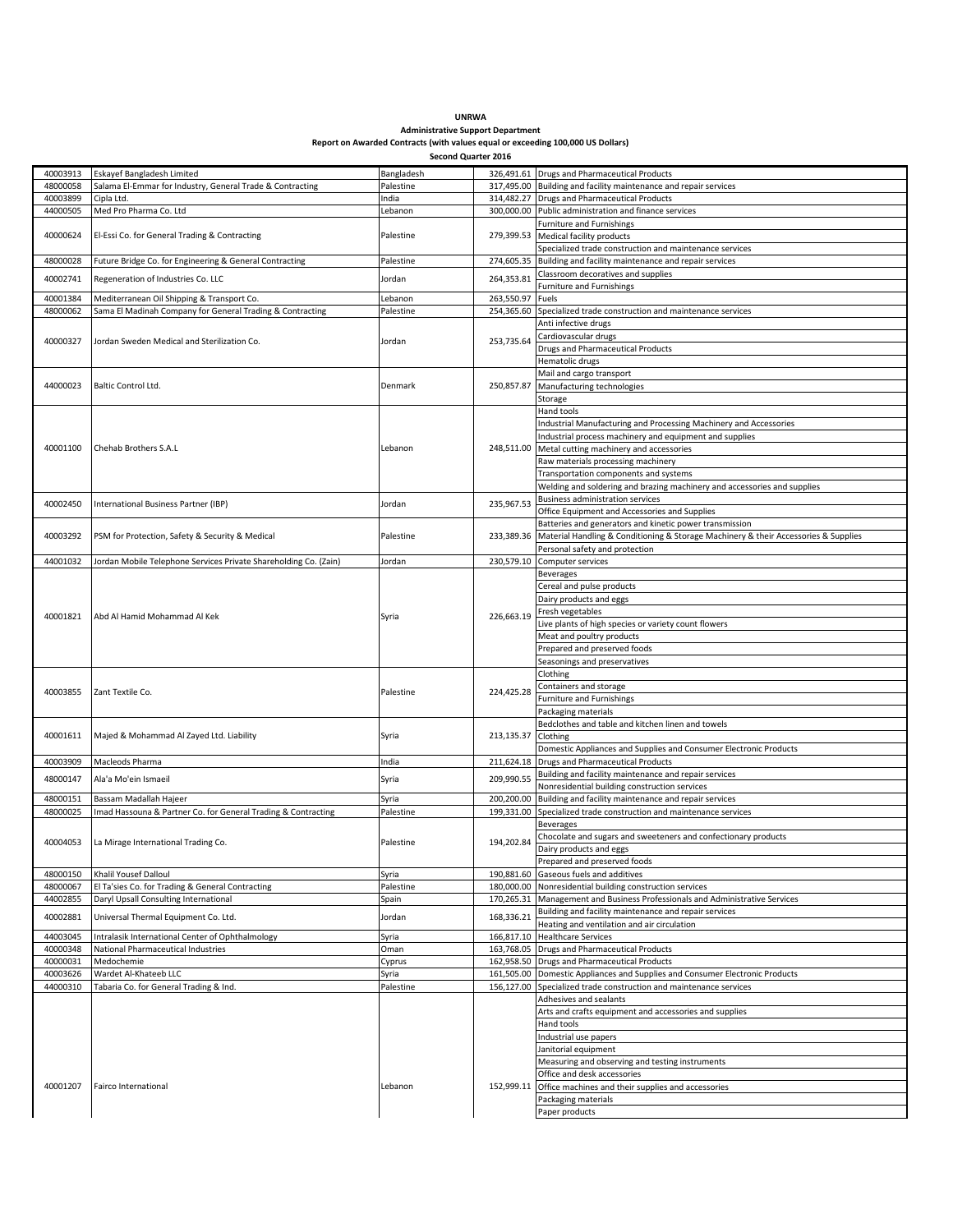**UNRWA**

**Administrative Support Department**

**Report on Awarded Contracts (with values equal or exceeding 100,000 US Dollars)**

**Second Quarter 2016**

| | | | | |
|---|---|---|---|---|
| 40003913 | Eskayef Bangladesh Limited | Bangladesh | 326,491.61 | Drugs and Pharmaceutical Products |
| 48000058 | Salama El-Emmar for Industry, General Trade & Contracting | Palestine | 317,495.00 | Building and facility maintenance and repair services |
| 40003899 | Cipla Ltd. | India | 314,482.27 | Drugs and Pharmaceutical Products |
| 44000505 | Med Pro Pharma Co. Ltd | Lebanon | 300,000.00 | Public administration and finance services |
| 40000624 | El-Essi Co. for General Trading & Contracting | Palestine | 279,399.53 | Furniture and Furnishings |
| | | | | Medical facility products |
| | | | | Specialized trade construction and maintenance services |
| 48000028 | Future Bridge Co. for Engineering & General Contracting | Palestine | 274,605.35 | Building and facility maintenance and repair services |
| 40002741 | Regeneration of Industries Co. LLC | Jordan | 264,353.81 | Classroom decoratives and supplies |
| | | | | Furniture and Furnishings |
| 40001384 | Mediterranean Oil Shipping & Transport Co. | Lebanon | 263,550.97 | Fuels |
| 48000062 | Sama El Madinah Company for General Trading & Contracting | Palestine | 254,365.60 | Specialized trade construction and maintenance services |
| 40000327 | Jordan Sweden Medical and Sterilization Co. | Jordan | 253,735.64 | Anti infective drugs |
| | | | | Cardiovascular drugs |
| | | | | Drugs and Pharmaceutical Products |
| | | | | Hematolic drugs |
| 44000023 | Baltic Control Ltd. | Denmark | 250,857.87 | Mail and cargo transport |
| | | | | Manufacturing technologies |
| | | | | Storage |
| 40001100 | Chehab Brothers S.A.L | Lebanon | 248,511.00 | Hand tools |
| | | | | Industrial Manufacturing and Processing Machinery and Accessories |
| | | | | Industrial process machinery and equipment and supplies |
| | | | | Metal cutting machinery and accessories |
| | | | | Raw materials processing machinery |
| | | | | Transportation components and systems |
| | | | | Welding and soldering and brazing machinery and accessories and supplies |
| 40002450 | International Business Partner (IBP) | Jordan | 235,967.53 | Business administration services |
| | | | | Office Equipment and Accessories and Supplies |
| 40003292 | PSM for Protection, Safety & Security & Medical | Palestine | 233,389.36 | Batteries and generators and kinetic power transmission |
| | | | | Material Handling & Conditioning & Storage Machinery & their Accessories & Supplies |
| | | | | Personal safety and protection |
| 44001032 | Jordan Mobile Telephone Services Private Shareholding Co. (Zain) | Jordan | 230,579.10 | Computer services |
| 40001821 | Abd Al Hamid Mohammad Al Kek | Syria | 226,663.19 | Beverages |
| | | | | Cereal and pulse products |
| | | | | Dairy products and eggs |
| | | | | Fresh vegetables |
| | | | | Live plants of high species or variety count flowers |
| | | | | Meat and poultry products |
| | | | | Prepared and preserved foods |
| | | | | Seasonings and preservatives |
| 40003855 | Zant Textile Co. | Palestine | 224,425.28 | Clothing |
| | | | | Containers and storage |
| | | | | Furniture and Furnishings |
| | | | | Packaging materials |
| 40001611 | Majed & Mohammad Al Zayed Ltd. Liability | Syria | 213,135.37 | Bedclothes and table and kitchen linen and towels |
| | | | | Clothing |
| | | | | Domestic Appliances and Supplies and Consumer Electronic Products |
| 40003909 | Macleods Pharma | India | 211,624.18 | Drugs and Pharmaceutical Products |
| 48000147 | Ala'a Mo'ein Ismaeil | Syria | 209,990.55 | Building and facility maintenance and repair services |
| | | | | Nonresidential building construction services |
| 48000151 | Bassam Madallah Hajeer | Syria | 200,200.00 | Building and facility maintenance and repair services |
| 48000025 | Imad Hassouna & Partner Co. for General Trading & Contracting | Palestine | 199,331.00 | Specialized trade construction and maintenance services |
| 40004053 | La Mirage International Trading Co. | Palestine | 194,202.84 | Beverages |
| | | | | Chocolate and sugars and sweeteners and confectionary products |
| | | | | Dairy products and eggs |
| | | | | Prepared and preserved foods |
| 48000150 | Khalil Yousef Dalloul | Syria | 190,881.60 | Gaseous fuels and additives |
| 48000067 | El Ta'sies Co. for Trading & General Contracting | Palestine | 180,000.00 | Nonresidential building construction services |
| 44002855 | Daryl Upsall Consulting International | Spain | 170,265.31 | Management and Business Professionals and Administrative Services |
| 40002881 | Universal Thermal Equipment Co. Ltd. | Jordan | 168,336.21 | Building and facility maintenance and repair services |
| | | | | Heating and ventilation and air circulation |
| 44003045 | Intralasik International Center of Ophthalmology | Syria | 166,817.10 | Healthcare Services |
| 40000348 | National Pharmaceutical Industries | Oman | 163,768.05 | Drugs and Pharmaceutical Products |
| 40000031 | Medochemie | Cyprus | 162,958.50 | Drugs and Pharmaceutical Products |
| 40003626 | Wardet Al-Khateeb LLC | Syria | 161,505.00 | Domestic Appliances and Supplies and Consumer Electronic Products |
| 44000310 | Tabaria Co. for General Trading & Ind. | Palestine | 156,127.00 | Specialized trade construction and maintenance services |
| 40001207 | Fairco International | Lebanon | 152,999.11 | Adhesives and sealants |
| | | | | Arts and crafts equipment and accessories and supplies |
| | | | | Hand tools |
| | | | | Industrial use papers |
| | | | | Janitorial equipment |
| | | | | Measuring and observing and testing instruments |
| | | | | Office and desk accessories |
| | | | | Office machines and their supplies and accessories |
| | | | | Packaging materials |
| | | | | Paper products |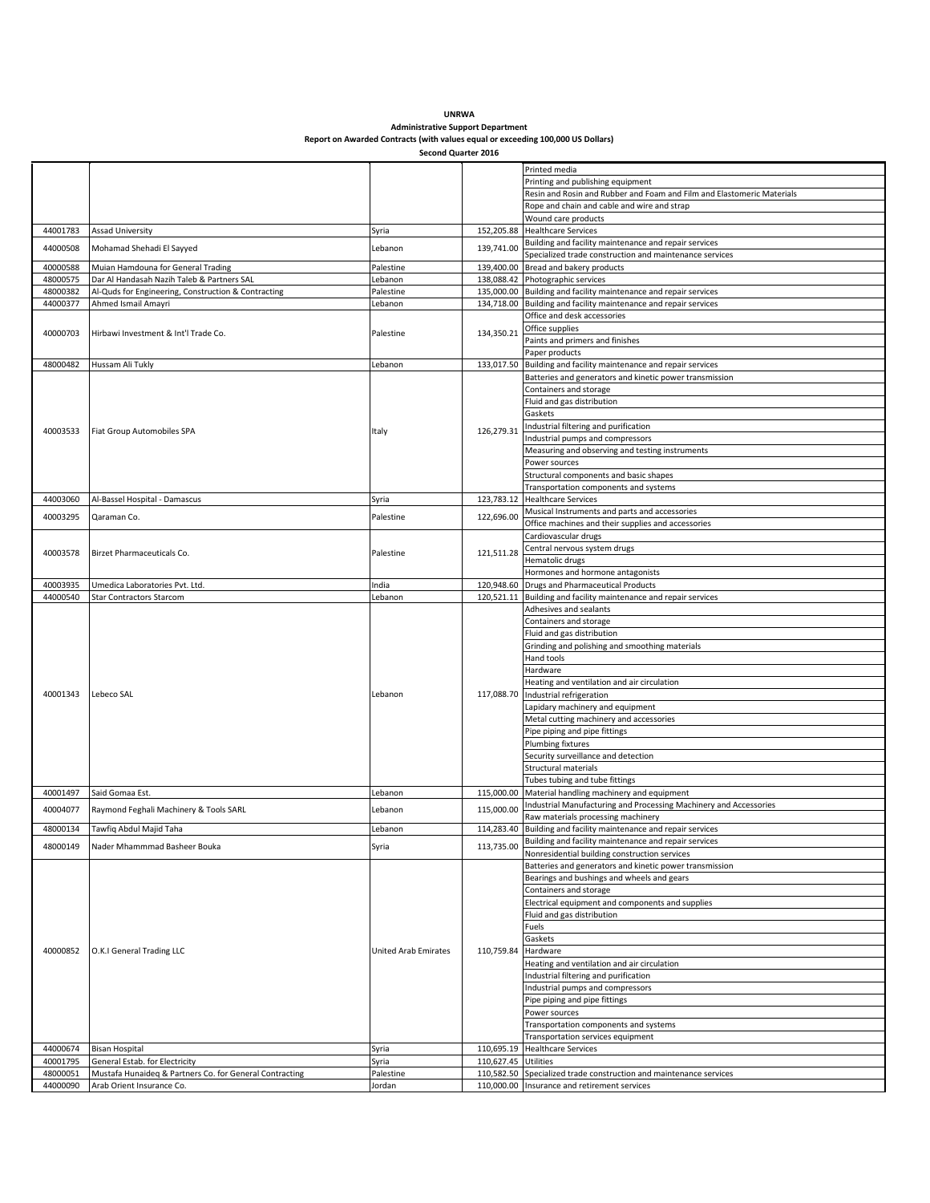**UNRWA**
**Administrative Support Department**
**Report on Awarded Contracts (with values equal or exceeding 100,000 US Dollars)**
**Second Quarter 2016**

| | | | | |
|---|---|---|---|---|
| | | | | Printed media |
| | | | | Printing and publishing equipment |
| | | | | Resin and Rosin and Rubber and Foam and Film and Elastomeric Materials |
| | | | | Rope and chain and cable and wire and strap |
| | | | | Wound care products |
| 44001783 | Assad University | Syria | 152,205.88 | Healthcare Services |
| 44000508 | Mohamad Shehadi El Sayyed | Lebanon | 139,741.00 | Building and facility maintenance and repair services |
| | | | | Specialized trade construction and maintenance services |
| 40000588 | Muian Hamdouna for General Trading | Palestine | 139,400.00 | Bread and bakery products |
| 48000575 | Dar Al Handasah Nazih Taleb & Partners SAL | Lebanon | 138,088.42 | Photographic services |
| 48000382 | Al-Quds for Engineering, Construction & Contracting | Palestine | 135,000.00 | Building and facility maintenance and repair services |
| 44000377 | Ahmed Ismail Amayri | Lebanon | 134,718.00 | Building and facility maintenance and repair services |
| 40000703 | Hirbawi Investment & Int'l Trade Co. | Palestine | 134,350.21 | Office and desk accessories |
| | | | | Office supplies |
| | | | | Paints and primers and finishes |
| | | | | Paper products |
| 48000482 | Hussam Ali Tukly | Lebanon | 133,017.50 | Building and facility maintenance and repair services |
| 40003533 | Fiat Group Automobiles SPA | Italy | 126,279.31 | Batteries and generators and kinetic power transmission |
| | | | | Containers and storage |
| | | | | Fluid and gas distribution |
| | | | | Gaskets |
| | | | | Industrial filtering and purification |
| | | | | Industrial pumps and compressors |
| | | | | Measuring and observing and testing instruments |
| | | | | Power sources |
| | | | | Structural components and basic shapes |
| | | | | Transportation components and systems |
| 44003060 | Al-Bassel Hospital - Damascus | Syria | 123,783.12 | Healthcare Services |
| 40003295 | Qaraman Co. | Palestine | 122,696.00 | Musical Instruments and parts and accessories |
| | | | | Office machines and their supplies and accessories |
| 40003578 | Birzet Pharmaceuticals Co. | Palestine | 121,511.28 | Cardiovascular drugs |
| | | | | Central nervous system drugs |
| | | | | Hematolic drugs |
| | | | | Hormones and hormone antagonists |
| 40003935 | Umedica Laboratories Pvt. Ltd. | India | 120,948.60 | Drugs and Pharmaceutical Products |
| 44000540 | Star Contractors Starcom | Lebanon | 120,521.11 | Building and facility maintenance and repair services |
| 40001343 | Lebeco SAL | Lebanon | 117,088.70 | Adhesives and sealants |
| | | | | Containers and storage |
| | | | | Fluid and gas distribution |
| | | | | Grinding and polishing and smoothing materials |
| | | | | Hand tools |
| | | | | Hardware |
| | | | | Heating and ventilation and air circulation |
| | | | | Industrial refrigeration |
| | | | | Lapidary machinery and equipment |
| | | | | Metal cutting machinery and accessories |
| | | | | Pipe piping and pipe fittings |
| | | | | Plumbing fixtures |
| | | | | Security surveillance and detection |
| | | | | Structural materials |
| | | | | Tubes tubing and tube fittings |
| 40001497 | Said Gomaa Est. | Lebanon | 115,000.00 | Material handling machinery and equipment |
| 40004077 | Raymond Feghali Machinery & Tools SARL | Lebanon | 115,000.00 | Industrial Manufacturing and Processing Machinery and Accessories |
| | | | | Raw materials processing machinery |
| 48000134 | Tawfiq Abdul Majid Taha | Lebanon | 114,283.40 | Building and facility maintenance and repair services |
| 48000149 | Nader Mhammmad Basheer Bouka | Syria | 113,735.00 | Building and facility maintenance and repair services |
| | | | | Nonresidential building construction services |
| 40000852 | O.K.I General Trading LLC | United Arab Emirates | 110,759.84 | Batteries and generators and kinetic power transmission |
| | | | | Bearings and bushings and wheels and gears |
| | | | | Containers and storage |
| | | | | Electrical equipment and components and supplies |
| | | | | Fluid and gas distribution |
| | | | | Fuels |
| | | | | Gaskets |
| | | | | Hardware |
| | | | | Heating and ventilation and air circulation |
| | | | | Industrial filtering and purification |
| | | | | Industrial pumps and compressors |
| | | | | Pipe piping and pipe fittings |
| | | | | Power sources |
| | | | | Transportation components and systems |
| | | | | Transportation services equipment |
| 44000674 | Bisan Hospital | Syria | 110,695.19 | Healthcare Services |
| 40001795 | General Estab. for Electricity | Syria | 110,627.45 | Utilities |
| 48000051 | Mustafa Hunaideq & Partners Co. for General Contracting | Palestine | 110,582.50 | Specialized trade construction and maintenance services |
| 44000090 | Arab Orient Insurance Co. | Jordan | 110,000.00 | Insurance and retirement services |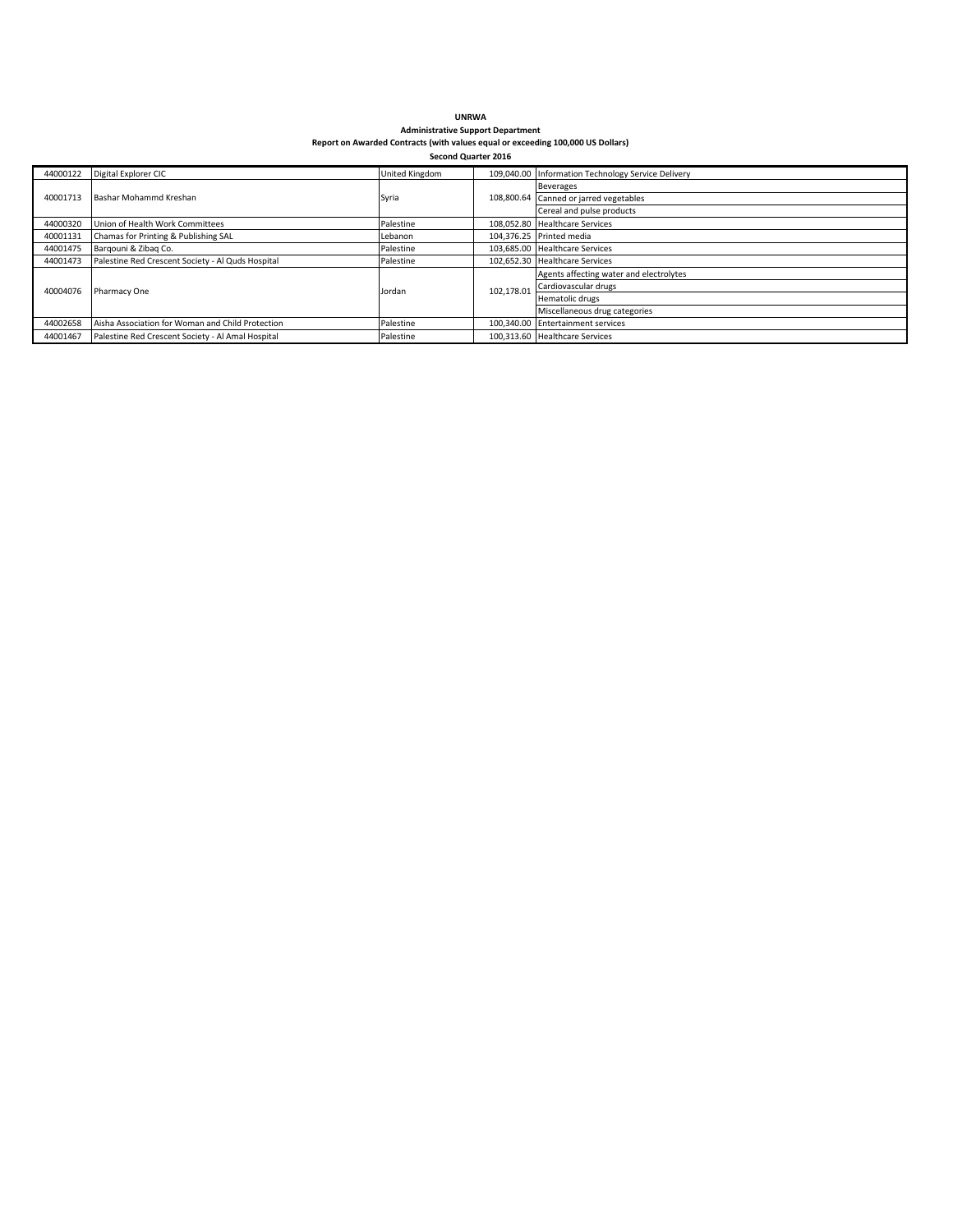**UNRWA**

**Administrative Support Department**

**Report on Awarded Contracts (with values equal or exceeding 100,000 US Dollars)**

**Second Quarter 2016**

| | | | | |
|---|---|---|---|---|
| 44000122 | Digital Explorer CIC | United Kingdom | 109,040.00 | Information Technology Service Delivery |
| 40001713 | Bashar Mohammd Kreshan | Syria | 108,800.64 | Beverages |
| | | | | Canned or jarred vegetables |
| | | | | Cereal and pulse products |
| 44000320 | Union of Health Work Committees | Palestine | 108,052.80 | Healthcare Services |
| 40001131 | Chamas for Printing & Publishing SAL | Lebanon | 104,376.25 | Printed media |
| 44001475 | Barqouni & Zibaq Co. | Palestine | 103,685.00 | Healthcare Services |
| 44001473 | Palestine Red Crescent Society - Al Quds Hospital | Palestine | 102,652.30 | Healthcare Services |
| 40004076 | Pharmacy One | Jordan | 102,178.01 | Agents affecting water and electrolytes |
| | | | | Cardiovascular drugs |
| | | | | Hematolic drugs |
| | | | | Miscellaneous drug categories |
| 44002658 | Aisha Association for Woman and Child Protection | Palestine | 100,340.00 | Entertainment services |
| 44001467 | Palestine Red Crescent Society - Al Amal Hospital | Palestine | 100,313.60 | Healthcare Services |